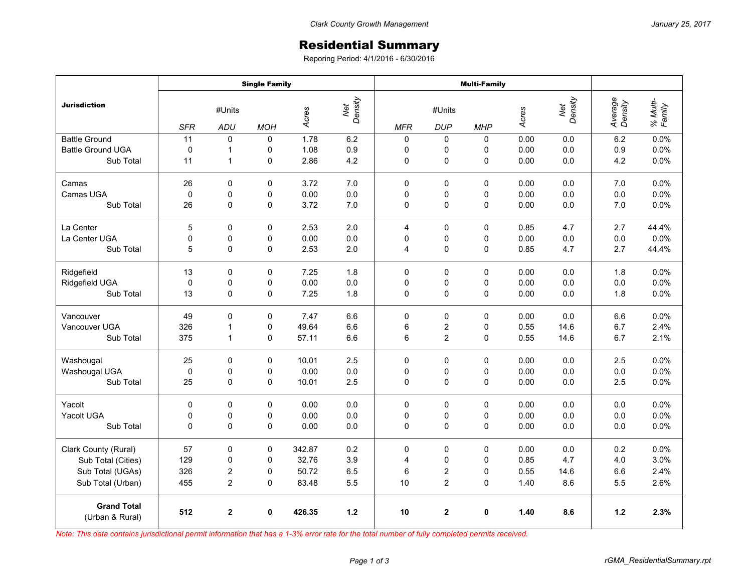Clark County Growth Management — January 25, 2017

# Residential Summary

Reporing Period: 4/1/2016 - 6/30/2016

| Jurisdiction | Single Family | | | | | Multi-Family | | | | | | |
|---|---|---|---|---|---|---|---|---|---|---|---|---|
| | #Units | | | *Acres* | *Net Density* | #Units | | | *Acres* | *Net Density* | *Average Density* | *% Multi-Family* |
| | *SFR* | *ADU* | *MOH* | | | *MFR* | *DUP* | *MHP* | | | | |
| Battle Ground | 11 | 0 | 0 | 1.78 | 6.2 | 0 | 0 | 0 | 0.00 | 0.0 | 6.2 | 0.0% |
| Battle Ground UGA | 0 | 1 | 0 | 1.08 | 0.9 | 0 | 0 | 0 | 0.00 | 0.0 | 0.9 | 0.0% |
| Sub Total | 11 | 1 | 0 | 2.86 | 4.2 | 0 | 0 | 0 | 0.00 | 0.0 | 4.2 | 0.0% |
| Camas | 26 | 0 | 0 | 3.72 | 7.0 | 0 | 0 | 0 | 0.00 | 0.0 | 7.0 | 0.0% |
| Camas UGA | 0 | 0 | 0 | 0.00 | 0.0 | 0 | 0 | 0 | 0.00 | 0.0 | 0.0 | 0.0% |
| Sub Total | 26 | 0 | 0 | 3.72 | 7.0 | 0 | 0 | 0 | 0.00 | 0.0 | 7.0 | 0.0% |
| La Center | 5 | 0 | 0 | 2.53 | 2.0 | 4 | 0 | 0 | 0.85 | 4.7 | 2.7 | 44.4% |
| La Center UGA | 0 | 0 | 0 | 0.00 | 0.0 | 0 | 0 | 0 | 0.00 | 0.0 | 0.0 | 0.0% |
| Sub Total | 5 | 0 | 0 | 2.53 | 2.0 | 4 | 0 | 0 | 0.85 | 4.7 | 2.7 | 44.4% |
| Ridgefield | 13 | 0 | 0 | 7.25 | 1.8 | 0 | 0 | 0 | 0.00 | 0.0 | 1.8 | 0.0% |
| Ridgefield UGA | 0 | 0 | 0 | 0.00 | 0.0 | 0 | 0 | 0 | 0.00 | 0.0 | 0.0 | 0.0% |
| Sub Total | 13 | 0 | 0 | 7.25 | 1.8 | 0 | 0 | 0 | 0.00 | 0.0 | 1.8 | 0.0% |
| Vancouver | 49 | 0 | 0 | 7.47 | 6.6 | 0 | 0 | 0 | 0.00 | 0.0 | 6.6 | 0.0% |
| Vancouver UGA | 326 | 1 | 0 | 49.64 | 6.6 | 6 | 2 | 0 | 0.55 | 14.6 | 6.7 | 2.4% |
| Sub Total | 375 | 1 | 0 | 57.11 | 6.6 | 6 | 2 | 0 | 0.55 | 14.6 | 6.7 | 2.1% |
| Washougal | 25 | 0 | 0 | 10.01 | 2.5 | 0 | 0 | 0 | 0.00 | 0.0 | 2.5 | 0.0% |
| Washougal UGA | 0 | 0 | 0 | 0.00 | 0.0 | 0 | 0 | 0 | 0.00 | 0.0 | 0.0 | 0.0% |
| Sub Total | 25 | 0 | 0 | 10.01 | 2.5 | 0 | 0 | 0 | 0.00 | 0.0 | 2.5 | 0.0% |
| Yacolt | 0 | 0 | 0 | 0.00 | 0.0 | 0 | 0 | 0 | 0.00 | 0.0 | 0.0 | 0.0% |
| Yacolt UGA | 0 | 0 | 0 | 0.00 | 0.0 | 0 | 0 | 0 | 0.00 | 0.0 | 0.0 | 0.0% |
| Sub Total | 0 | 0 | 0 | 0.00 | 0.0 | 0 | 0 | 0 | 0.00 | 0.0 | 0.0 | 0.0% |
| Clark County (Rural) | 57 | 0 | 0 | 342.87 | 0.2 | 0 | 0 | 0 | 0.00 | 0.0 | 0.2 | 0.0% |
| Sub Total (Cities) | 129 | 0 | 0 | 32.76 | 3.9 | 4 | 0 | 0 | 0.85 | 4.7 | 4.0 | 3.0% |
| Sub Total (UGAs) | 326 | 2 | 0 | 50.72 | 6.5 | 6 | 2 | 0 | 0.55 | 14.6 | 6.6 | 2.4% |
| Sub Total (Urban) | 455 | 2 | 0 | 83.48 | 5.5 | 10 | 2 | 0 | 1.40 | 8.6 | 5.5 | 2.6% |
| **Grand Total** (Urban & Rural) | **512** | **2** | **0** | **426.35** | **1.2** | **10** | **2** | **0** | **1.40** | **8.6** | **1.2** | **2.3%** |

*Note: This data contains jurisdictional permit information that has a 1-3% error rate for the total number of fully completed permits received.*

rGMA_ResidentialSummary.rpt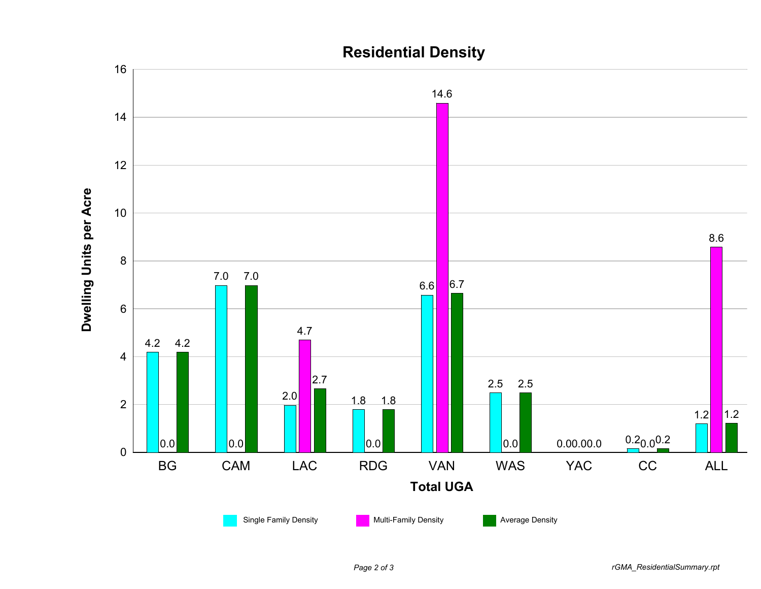## Residential Density

| Total UGA | Single Family Density | Multi-Family Density | Average Density |
|---|---|---|---|
| BG | 4.2 | 0.0 | 4.2 |
| CAM | 7.0 | 0.0 | 7.0 |
| LAC | 2.0 | 4.7 | 2.7 |
| RDG | 1.8 | 0.0 | 1.8 |
| VAN | 6.6 | 14.6 | 6.7 |
| WAS | 2.5 | 0.0 | 2.5 |
| YAC | 0.0 | 0.0 | 0.0 |
| CC | 0.2 | 0.0 | 0.2 |
| ALL | 1.2 | 8.6 | 1.2 |

Dwelling Units per Acre

*rGMA_ResidentialSummary.rpt*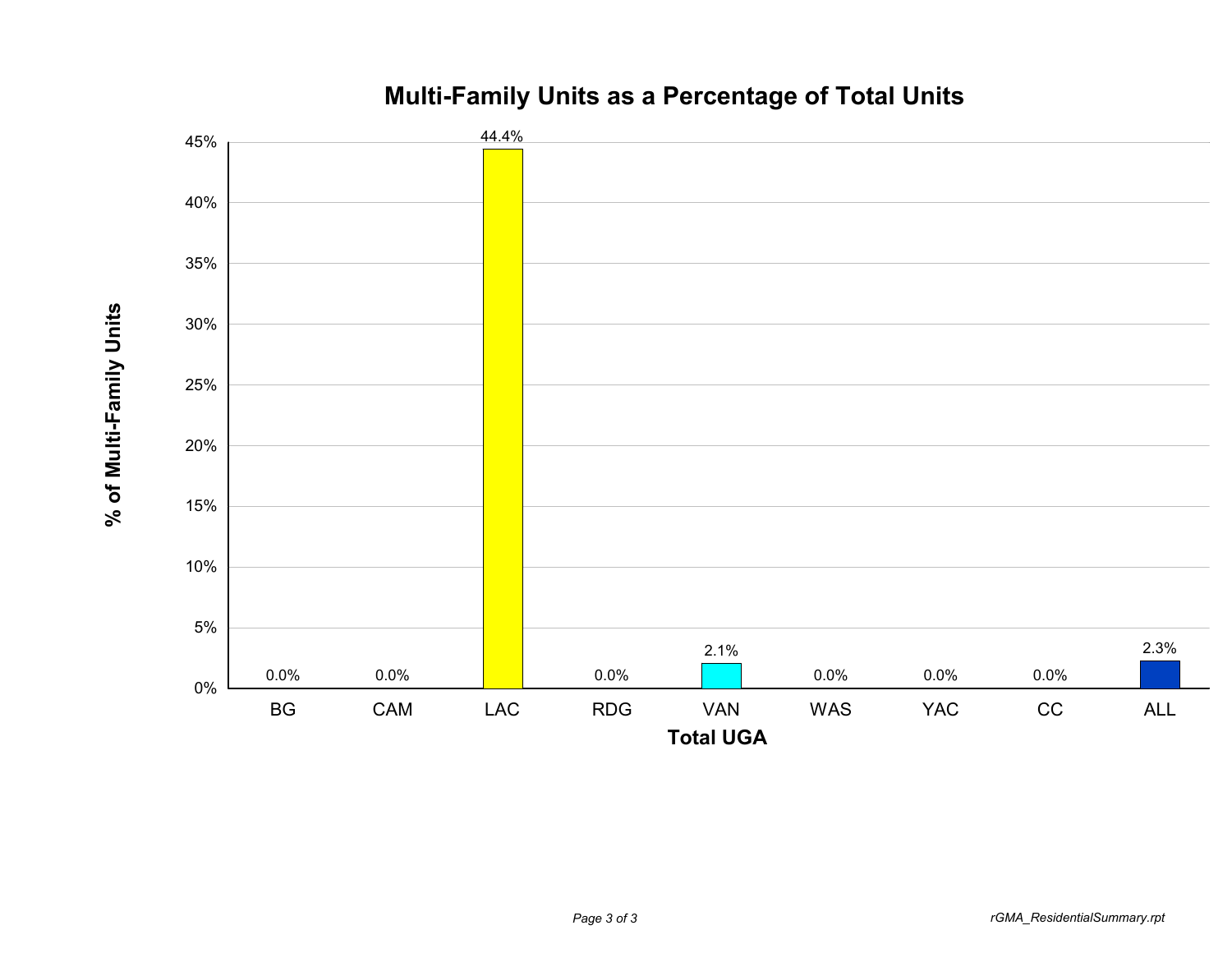## Multi-Family Units as a Percentage of Total Units

% of Multi-Family Units

45%
40%
35%
30%
25%
20%
15%
10%
5%
0%

0.0%
0.0%
44.4%
0.0%
2.1%
0.0%
0.0%
0.0%
2.3%

BG
CAM
LAC
RDG
VAN
WAS
YAC
CC
ALL

**Total UGA**

*rGMA_ResidentialSummary.rpt*